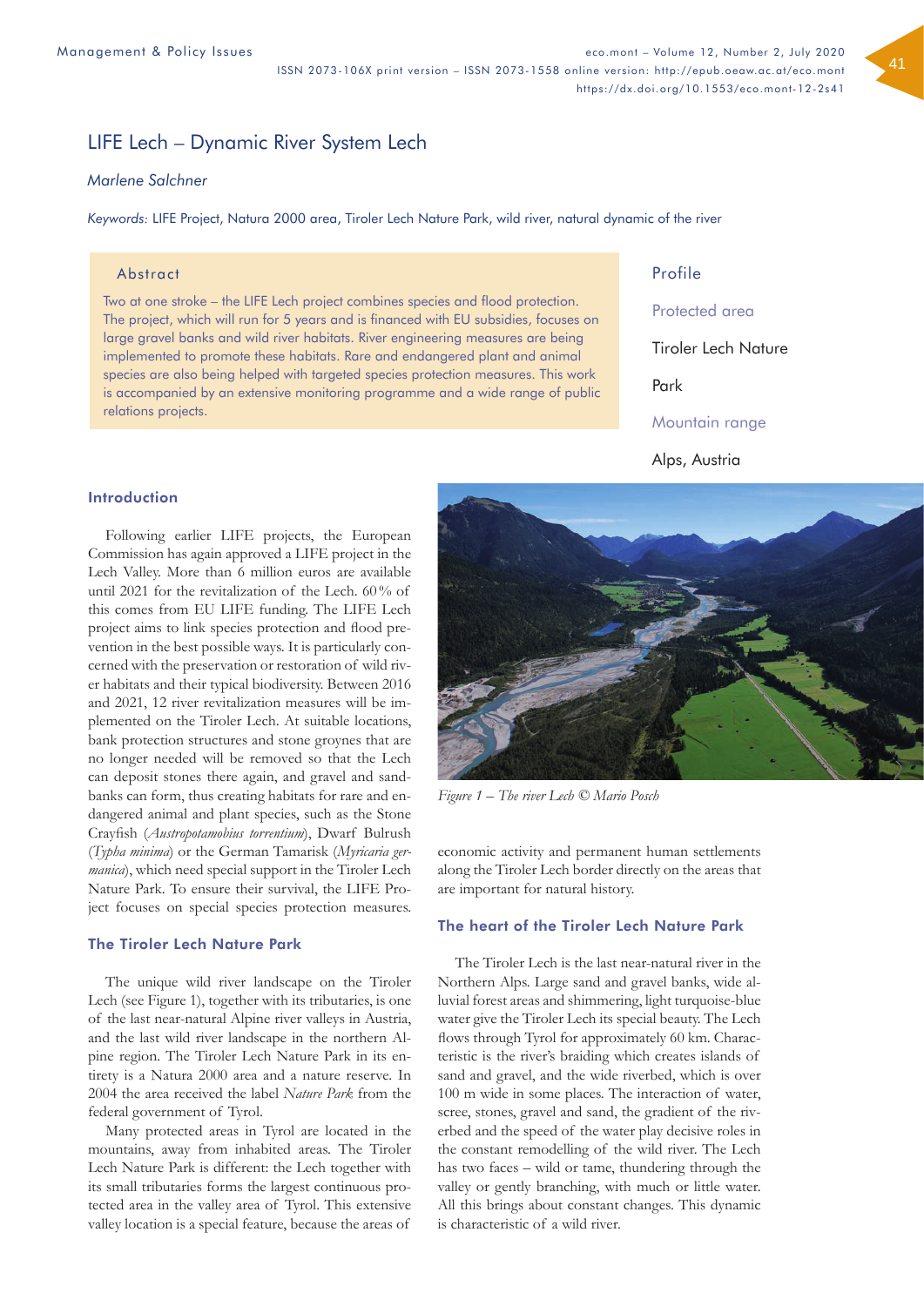# LIFE Lech – Dynamic River System Lech

*Marlene Salchner*

*Keywords:* LIFE Project, Natura 2000 area, Tiroler Lech Nature Park, wild river, natural dynamic of the river

## Abstract

Two at one stroke – the LIFE Lech project combines species and flood protection. The project, which will run for 5 years and is financed with EU subsidies, focuses on large gravel banks and wild river habitats. River engineering measures are being implemented to promote these habitats. Rare and endangered plant and animal species are also being helped with targeted species protection measures. This work is accompanied by an extensive monitoring programme and a wide range of public relations projects.

## Profile

**Protected area**

Tiroler Lech Nature Park

**Mountain range**

Alps, Austria

## Introduction

Following earlier LIFE projects, the European Commission has again approved a LIFE project in the Lech Valley. More than 6 million euros are available until 2021 for the revitalization of the Lech. 60% of this comes from EU LIFE funding. The LIFE Lech project aims to link species protection and flood prevention in the best possible ways. It is particularly concerned with the preservation or restoration of wild river habitats and their typical biodiversity. Between 2016 and 2021, 12 river revitalization measures will be implemented on the Tiroler Lech. At suitable locations, bank protection structures and stone groynes that are no longer needed will be removed so that the Lech can deposit stones there again, and gravel and sandbanks can form, thus creating habitats for rare and endangered animal and plant species, such as the Stone Crayfish (*Austropotamobius torrentium*), Dwarf Bulrush (*Typha minima*) or the German Tamarisk (*Myricaria germanica*), which need special support in the Tiroler Lech Nature Park. To ensure their survival, the LIFE Project focuses on special species protection measures.

## The Tiroler Lech Nature Park

The unique wild river landscape on the Tiroler Lech (see Figure 1), together with its tributaries, is one of the last near-natural Alpine river valleys in Austria, and the last wild river landscape in the northern Alpine region. The Tiroler Lech Nature Park in its entirety is a Natura 2000 area and a nature reserve. In 2004 the area received the label *Nature Park* from the federal government of Tyrol.

Many protected areas in Tyrol are located in the mountains, away from inhabited areas. The Tiroler Lech Nature Park is different: the Lech together with its small tributaries forms the largest continuous protected area in the valley area of Tyrol. This extensive valley location is a special feature, because the areas of economic activity and permanent human settlements along the Tiroler Lech border directly on the areas that are important for natural history.

*Figure 1 – The river Lech © Mario Posch*

## The heart of the Tiroler Lech Nature Park

The Tiroler Lech is the last near-natural river in the Northern Alps. Large sand and gravel banks, wide alluvial forest areas and shimmering, light turquoise-blue water give the Tiroler Lech its special beauty. The Lech flows through Tyrol for approximately 60 km. Characteristic is the river's braiding which creates islands of sand and gravel, and the wide riverbed, which is over 100 m wide in some places. The interaction of water, scree, stones, gravel and sand, the gradient of the riverbed and the speed of the water play decisive roles in the constant remodelling of the wild river. The Lech has two faces – wild or tame, thundering through the valley or gently branching, with much or little water. All this brings about constant changes. This dynamic is characteristic of a wild river.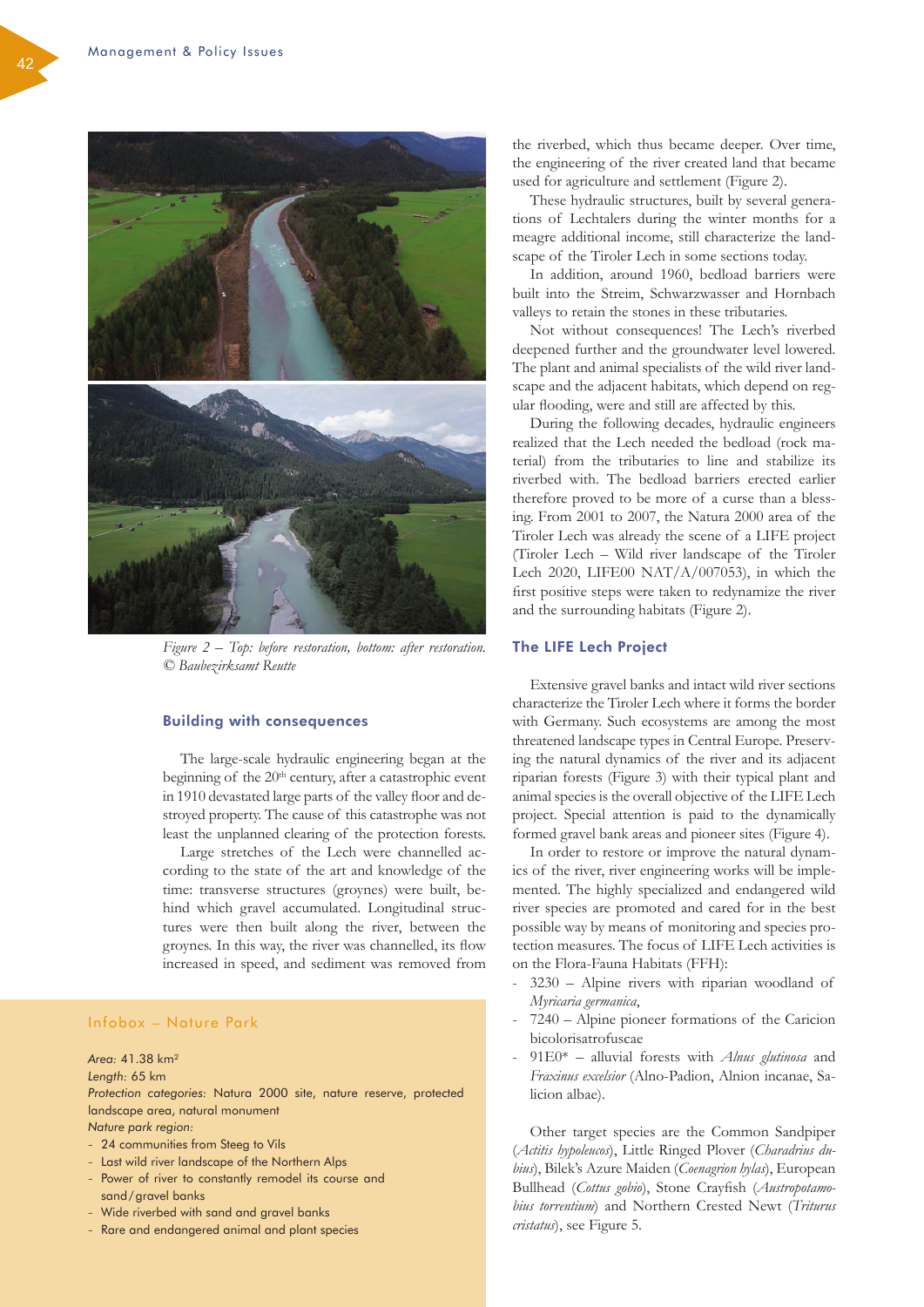Figure 2 – Top: before restoration, bottom: after restoration. © Baubezirksamt Reutte

## Building with consequences

The large-scale hydraulic engineering began at the beginning of the 20th century, after a catastrophic event in 1910 devastated large parts of the valley floor and destroyed property. The cause of this catastrophe was not least the unplanned clearing of the protection forests.

Large stretches of the Lech were channelled according to the state of the art and knowledge of the time: transverse structures (groynes) were built, behind which gravel accumulated. Longitudinal structures were then built along the river, between the groynes. In this way, the river was channelled, its flow increased in speed, and sediment was removed from the riverbed, which thus became deeper. Over time, the engineering of the river created land that became used for agriculture and settlement (Figure 2).

These hydraulic structures, built by several generations of Lechtalers during the winter months for a meagre additional income, still characterize the landscape of the Tiroler Lech in some sections today.

In addition, around 1960, bedload barriers were built into the Streim, Schwarzwasser and Hornbach valleys to retain the stones in these tributaries.

Not without consequences! The Lech's riverbed deepened further and the groundwater level lowered. The plant and animal specialists of the wild river landscape and the adjacent habitats, which depend on regular flooding, were and still are affected by this.

During the following decades, hydraulic engineers realized that the Lech needed the bedload (rock material) from the tributaries to line and stabilize its riverbed with. The bedload barriers erected earlier therefore proved to be more of a curse than a blessing. From 2001 to 2007, the Natura 2000 area of the Tiroler Lech was already the scene of a LIFE project (Tiroler Lech – Wild river landscape of the Tiroler Lech 2020, LIFE00 NAT/A/007053), in which the first positive steps were taken to redynamize the river and the surrounding habitats (Figure 2).

### Infobox – Nature Park

*Area:* 41.38 km²
*Length:* 65 km
*Protection categories:* Natura 2000 site, nature reserve, protected landscape area, natural monument
*Nature park region:*

- 24 communities from Steeg to Vils
- Last wild river landscape of the Northern Alps
- Power of river to constantly remodel its course and sand/gravel banks
- Wide riverbed with sand and gravel banks
- Rare and endangered animal and plant species

## The LIFE Lech Project

Extensive gravel banks and intact wild river sections characterize the Tiroler Lech where it forms the border with Germany. Such ecosystems are among the most threatened landscape types in Central Europe. Preserving the natural dynamics of the river and its adjacent riparian forests (Figure 3) with their typical plant and animal species is the overall objective of the LIFE Lech project. Special attention is paid to the dynamically formed gravel bank areas and pioneer sites (Figure 4).

In order to restore or improve the natural dynamics of the river, river engineering works will be implemented. The highly specialized and endangered wild river species are promoted and cared for in the best possible way by means of monitoring and species protection measures. The focus of LIFE Lech activities is on the Flora-Fauna Habitats (FFH):

- 3230 – Alpine rivers with riparian woodland of *Myricaria germanica*,
- 7240 – Alpine pioneer formations of the Caricion bicolorisatrofuscae
- 91E0* – alluvial forests with *Alnus glutinosa* and *Fraxinus excelsior* (Alno-Padion, Alnion incanae, Salicion albae).

Other target species are the Common Sandpiper (*Actitis hypoleucos*), Little Ringed Plover (*Charadrius dubius*), Bilek's Azure Maiden (*Coenagrion hylas*), European Bullhead (*Cottus gobio*), Stone Crayfish (*Austropotamobius torrentium*) and Northern Crested Newt (*Triturus cristatus*), see Figure 5.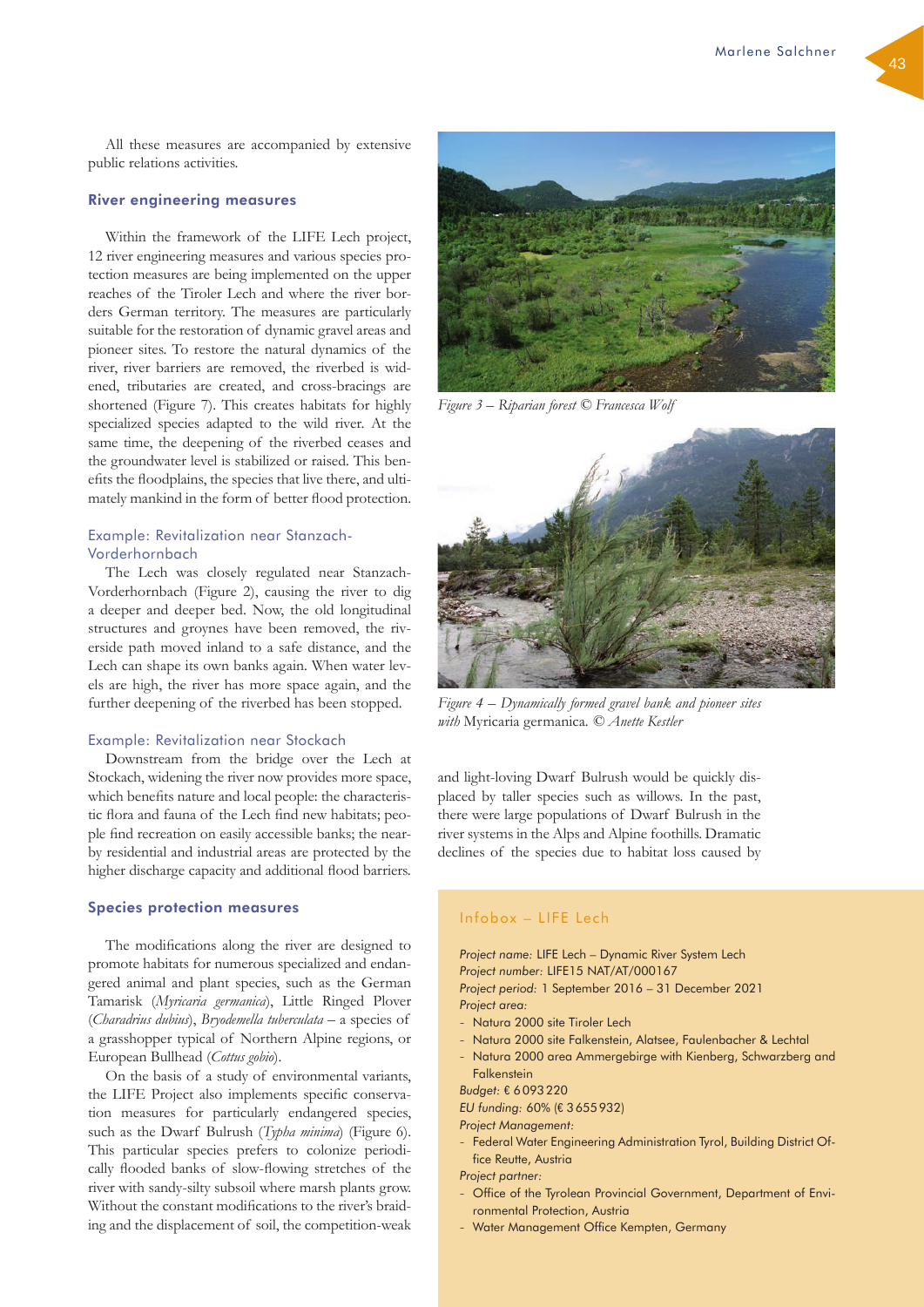All these measures are accompanied by extensive public relations activities.

## River engineering measures

Within the framework of the LIFE Lech project, 12 river engineering measures and various species protection measures are being implemented on the upper reaches of the Tiroler Lech and where the river borders German territory. The measures are particularly suitable for the restoration of dynamic gravel areas and pioneer sites. To restore the natural dynamics of the river, river barriers are removed, the riverbed is widened, tributaries are created, and cross-bracings are shortened (Figure 7). This creates habitats for highly specialized species adapted to the wild river. At the same time, the deepening of the riverbed ceases and the groundwater level is stabilized or raised. This benefits the floodplains, the species that live there, and ultimately mankind in the form of better flood protection.

### Example: Revitalization near Stanzach-Vorderhornbach

The Lech was closely regulated near Stanzach-Vorderhornbach (Figure 2), causing the river to dig a deeper and deeper bed. Now, the old longitudinal structures and groynes have been removed, the riverside path moved inland to a safe distance, and the Lech can shape its own banks again. When water levels are high, the river has more space again, and the further deepening of the riverbed has been stopped.

### Example: Revitalization near Stockach

Downstream from the bridge over the Lech at Stockach, widening the river now provides more space, which benefits nature and local people: the characteristic flora and fauna of the Lech find new habitats; people find recreation on easily accessible banks; the nearby residential and industrial areas are protected by the higher discharge capacity and additional flood barriers.

## Species protection measures

The modifications along the river are designed to promote habitats for numerous specialized and endangered animal and plant species, such as the German Tamarisk (*Myricaria germanica*), Little Ringed Plover (*Charadrius dubius*), *Bryodemella tuberculata* – a species of a grasshopper typical of Northern Alpine regions, or European Bullhead (*Cottus gobio*).

On the basis of a study of environmental variants, the LIFE Project also implements specific conservation measures for particularly endangered species, such as the Dwarf Bulrush (*Typha minima*) (Figure 6). This particular species prefers to colonize periodically flooded banks of slow-flowing stretches of the river with sandy-silty subsoil where marsh plants grow. Without the constant modifications to the river's braiding and the displacement of soil, the competition-weak and light-loving Dwarf Bulrush would be quickly displaced by taller species such as willows. In the past, there were large populations of Dwarf Bulrush in the river systems in the Alps and Alpine foothills. Dramatic declines of the species due to habitat loss caused by

*Figure 3 – Riparian forest © Francesca Wolf*

*Figure 4 – Dynamically formed gravel bank and pioneer sites with* Myricaria germanica. *© Anette Kestler*

### Infobox – LIFE Lech

*Project name:* LIFE Lech – Dynamic River System Lech
*Project number:* LIFE15 NAT/AT/000167
*Project period:* 1 September 2016 – 31 December 2021
*Project area:*

- Natura 2000 site Tiroler Lech
- Natura 2000 site Falkenstein, Alatsee, Faulenbacher & Lechtal
- Natura 2000 area Ammergebirge with Kienberg, Schwarzberg and Falkenstein

*Budget:* € 6 093 220
*EU funding:* 60% (€ 3 655 932)
*Project Management:*

- Federal Water Engineering Administration Tyrol, Building District Office Reutte, Austria

*Project partner:*

- Office of the Tyrolean Provincial Government, Department of Environmental Protection, Austria
- Water Management Office Kempten, Germany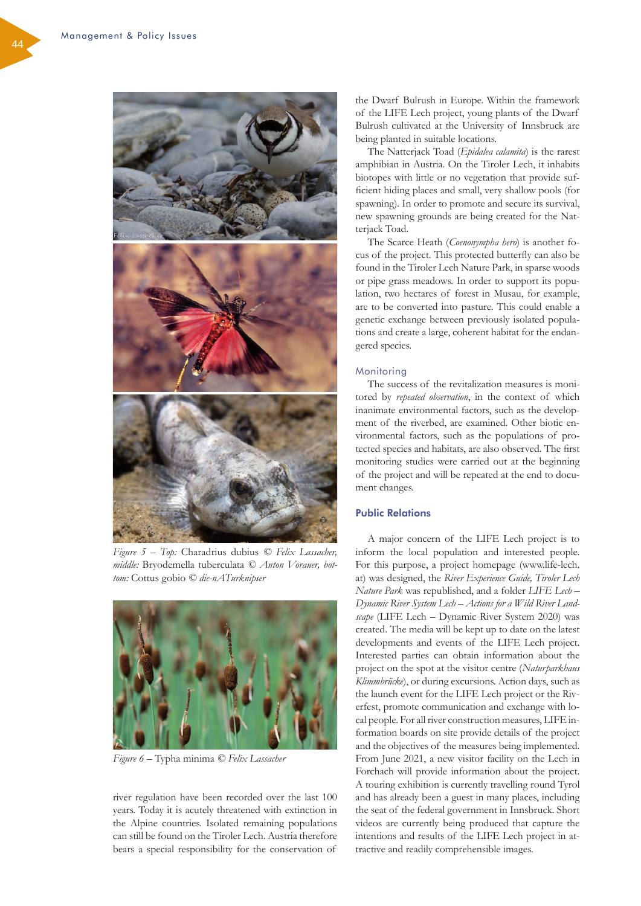*Figure 5 – Top:* Charadrius dubius © *Felix Lassacher, middle:* Bryodemella tuberculata © *Anton Vorauer, bottom:* Cottus gobio © *die-nATurknipser*

*Figure 6* – Typha minima © *Felix Lassacher*

river regulation have been recorded over the last 100 years. Today it is acutely threatened with extinction in the Alpine countries. Isolated remaining populations can still be found on the Tiroler Lech. Austria therefore bears a special responsibility for the conservation of the Dwarf Bulrush in Europe. Within the framework of the LIFE Lech project, young plants of the Dwarf Bulrush cultivated at the University of Innsbruck are being planted in suitable locations.

The Natterjack Toad (*Epidalea calamita*) is the rarest amphibian in Austria. On the Tiroler Lech, it inhabits biotopes with little or no vegetation that provide sufficient hiding places and small, very shallow pools (for spawning). In order to promote and secure its survival, new spawning grounds are being created for the Natterjack Toad.

The Scarce Heath (*Coenonympha hero*) is another focus of the project. This protected butterfly can also be found in the Tiroler Lech Nature Park, in sparse woods or pipe grass meadows. In order to support its population, two hectares of forest in Musau, for example, are to be converted into pasture. This could enable a genetic exchange between previously isolated populations and create a large, coherent habitat for the endangered species.

### Monitoring

The success of the revitalization measures is monitored by *repeated observation*, in the context of which inanimate environmental factors, such as the development of the riverbed, are examined. Other biotic environmental factors, such as the populations of protected species and habitats, are also observed. The first monitoring studies were carried out at the beginning of the project and will be repeated at the end to document changes.

## Public Relations

A major concern of the LIFE Lech project is to inform the local population and interested people. For this purpose, a project homepage (www.life-lech.at) was designed, the *River Experience Guide, Tiroler Lech Nature Park* was republished, and a folder *LIFE Lech – Dynamic River System Lech – Actions for a Wild River Landscape* (LIFE Lech – Dynamic River System 2020) was created. The media will be kept up to date on the latest developments and events of the LIFE Lech project. Interested parties can obtain information about the project on the spot at the visitor centre (*Naturparkhaus Klimmbrücke*), or during excursions. Action days, such as the launch event for the LIFE Lech project or the Riverfest, promote communication and exchange with local people. For all river construction measures, LIFE information boards on site provide details of the project and the objectives of the measures being implemented. From June 2021, a new visitor facility on the Lech in Forchach will provide information about the project. A touring exhibition is currently travelling round Tyrol and has already been a guest in many places, including the seat of the federal government in Innsbruck. Short videos are currently being produced that capture the intentions and results of the LIFE Lech project in attractive and readily comprehensible images.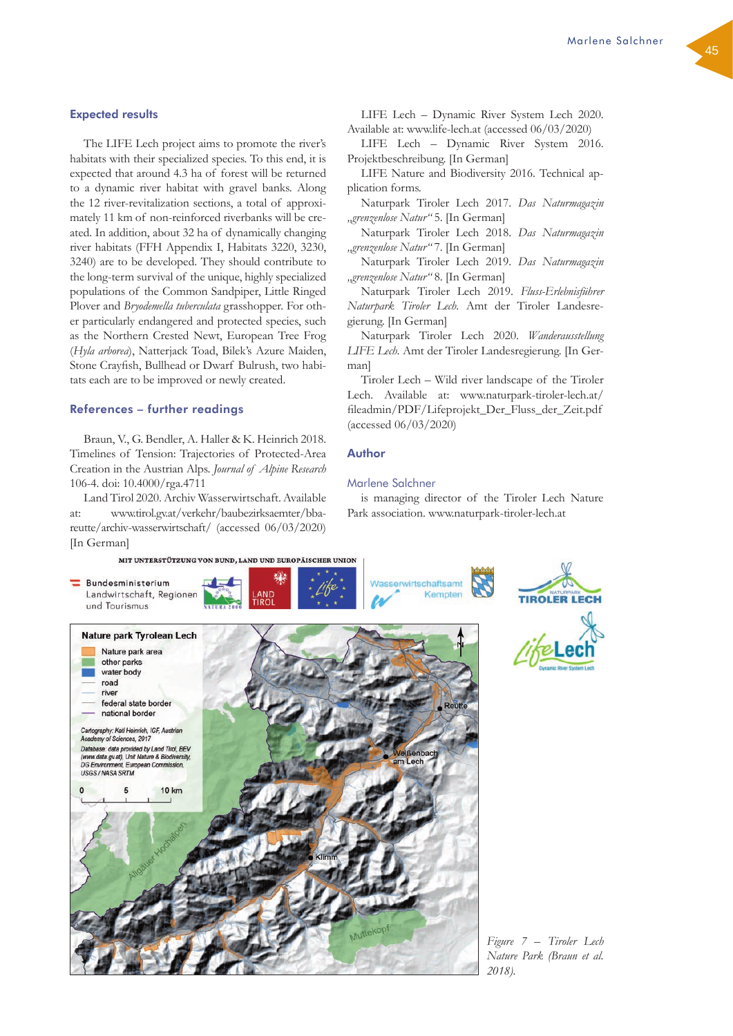## Expected results

The LIFE Lech project aims to promote the river's habitats with their specialized species. To this end, it is expected that around 4.3 ha of forest will be returned to a dynamic river habitat with gravel banks. Along the 12 river-revitalization sections, a total of approximately 11 km of non-reinforced riverbanks will be created. In addition, about 32 ha of dynamically changing river habitats (FFH Appendix I, Habitats 3220, 3230, 3240) are to be developed. They should contribute to the long-term survival of the unique, highly specialized populations of the Common Sandpiper, Little Ringed Plover and *Bryodemella tuberculata* grasshopper. For other particularly endangered and protected species, such as the Northern Crested Newt, European Tree Frog (*Hyla arborea*), Natterjack Toad, Bilek's Azure Maiden, Stone Crayfish, Bullhead or Dwarf Bulrush, two habitats each are to be improved or newly created.

## References – further readings

Braun, V., G. Bendler, A. Haller & K. Heinrich 2018. Timelines of Tension: Trajectories of Protected-Area Creation in the Austrian Alps. *Journal of Alpine Research* 106-4. doi: 10.4000/rga.4711

Land Tirol 2020. Archiv Wasserwirtschaft. Available at: www.tirol.gv.at/verkehr/baubezirksaemter/bba-reutte/archiv-wasserwirtschaft/ (accessed 06/03/2020) [In German]

LIFE Lech – Dynamic River System Lech 2020. Available at: www.life-lech.at (accessed 06/03/2020)

LIFE Lech – Dynamic River System 2016. Projektbeschreibung. [In German]

LIFE Nature and Biodiversity 2016. Technical application forms.

Naturpark Tiroler Lech 2017. *Das Naturmagazin „grenzenlose Natur"* 5. [In German]

Naturpark Tiroler Lech 2018. *Das Naturmagazin „grenzenlose Natur"* 7. [In German]

Naturpark Tiroler Lech 2019. *Das Naturmagazin „grenzenlose Natur"* 8. [In German]

Naturpark Tiroler Lech 2019. *Fluss-Erlebnisführer Naturpark Tiroler Lech*. Amt der Tiroler Landesregierung. [In German]

Naturpark Tiroler Lech 2020. *Wanderausstellung LIFE Lech*. Amt der Tiroler Landesregierung. [In German]

Tiroler Lech – Wild river landscape of the Tiroler Lech. Available at: www.naturpark-tiroler-lech.at/fileadmin/PDF/Lifeprojekt_Der_Fluss_der_Zeit.pdf (accessed 06/03/2020)

## Author

### Marlene Salchner

is managing director of the Tiroler Lech Nature Park association. www.naturpark-tiroler-lech.at

MIT UNTERSTÜTZUNG VON BUND, LAND UND EUROPÄISCHER UNION

Bundesministerium Landwirtschaft, Regionen und Tourismus

LAND TIROL

Wasserwirtschaftsamt Kempten

NATURPARK TIROLER LECH

Life Lech – Dynamic River System Lech

Nature park Tyrolean Lech
Nature park area
other parks
water body
road
river
federal state border
national border
Cartography: Kati Heinrich, IGF, Austrian Academy of Sciences, 2017
Database: data provided by Land Tirol, BEV (www.data.gv.at), Unit Nature & Biodiversity, DG Environment, European Commission, USGS / NASA SRTM
0 5 10 km
N
Reutte
Weißenbach am Lech
Klimm
Allgäuer Hochalpen
Muttekopf

*Figure 7 – Tiroler Lech Nature Park (Braun et al. 2018).*